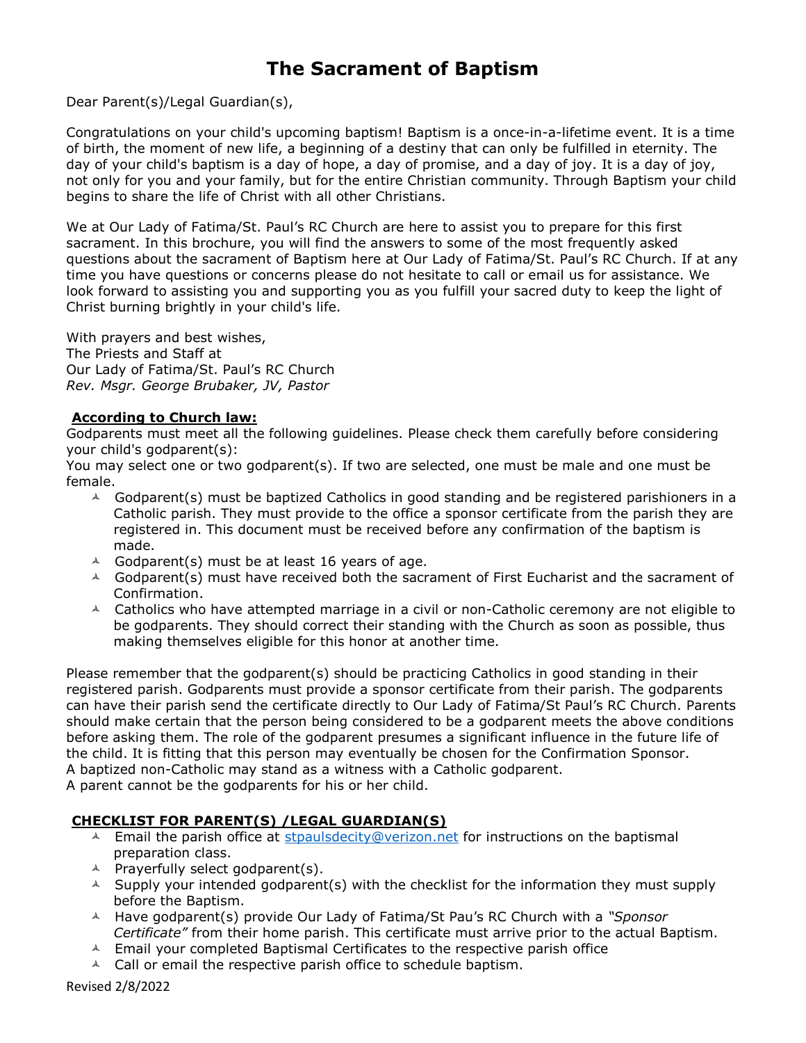# The Sacrament of Baptism

Dear Parent(s)/Legal Guardian(s),

Congratulations on your child's upcoming baptism! Baptism is a once-in-a-lifetime event. It is a time of birth, the moment of new life, a beginning of a destiny that can only be fulfilled in eternity. The day of your child's baptism is a day of hope, a day of promise, and a day of joy. It is a day of joy, not only for you and your family, but for the entire Christian community. Through Baptism your child begins to share the life of Christ with all other Christians.

We at Our Lady of Fatima/St. Paul's RC Church are here to assist you to prepare for this first sacrament. In this brochure, you will find the answers to some of the most frequently asked questions about the sacrament of Baptism here at Our Lady of Fatima/St. Paul's RC Church. If at any time you have questions or concerns please do not hesitate to call or email us for assistance. We look forward to assisting you and supporting you as you fulfill your sacred duty to keep the light of Christ burning brightly in your child's life.

With prayers and best wishes,
The Priests and Staff at
Our Lady of Fatima/St. Paul's RC Church
*Rev. Msgr. George Brubaker, JV, Pastor*

**According to Church law:**

Godparents must meet all the following guidelines. Please check them carefully before considering your child's godparent(s):
You may select one or two godparent(s). If two are selected, one must be male and one must be female.

- Godparent(s) must be baptized Catholics in good standing and be registered parishioners in a Catholic parish. They must provide to the office a sponsor certificate from the parish they are registered in. This document must be received before any confirmation of the baptism is made.
- Godparent(s) must be at least 16 years of age.
- Godparent(s) must have received both the sacrament of First Eucharist and the sacrament of Confirmation.
- Catholics who have attempted marriage in a civil or non-Catholic ceremony are not eligible to be godparents. They should correct their standing with the Church as soon as possible, thus making themselves eligible for this honor at another time.

Please remember that the godparent(s) should be practicing Catholics in good standing in their registered parish. Godparents must provide a sponsor certificate from their parish. The godparents can have their parish send the certificate directly to Our Lady of Fatima/St Paul's RC Church. Parents should make certain that the person being considered to be a godparent meets the above conditions before asking them. The role of the godparent presumes a significant influence in the future life of the child. It is fitting that this person may eventually be chosen for the Confirmation Sponsor.
A baptized non-Catholic may stand as a witness with a Catholic godparent.
A parent cannot be the godparents for his or her child.

**CHECKLIST FOR PARENT(S) /LEGAL GUARDIAN(S)**

- Email the parish office at stpaulsdecity@verizon.net for instructions on the baptismal preparation class.
- Prayerfully select godparent(s).
- Supply your intended godparent(s) with the checklist for the information they must supply before the Baptism.
- Have godparent(s) provide Our Lady of Fatima/St Pau's RC Church with a *"Sponsor Certificate"* from their home parish. This certificate must arrive prior to the actual Baptism.
- Email your completed Baptismal Certificates to the respective parish office
- Call or email the respective parish office to schedule baptism.

Revised 2/8/2022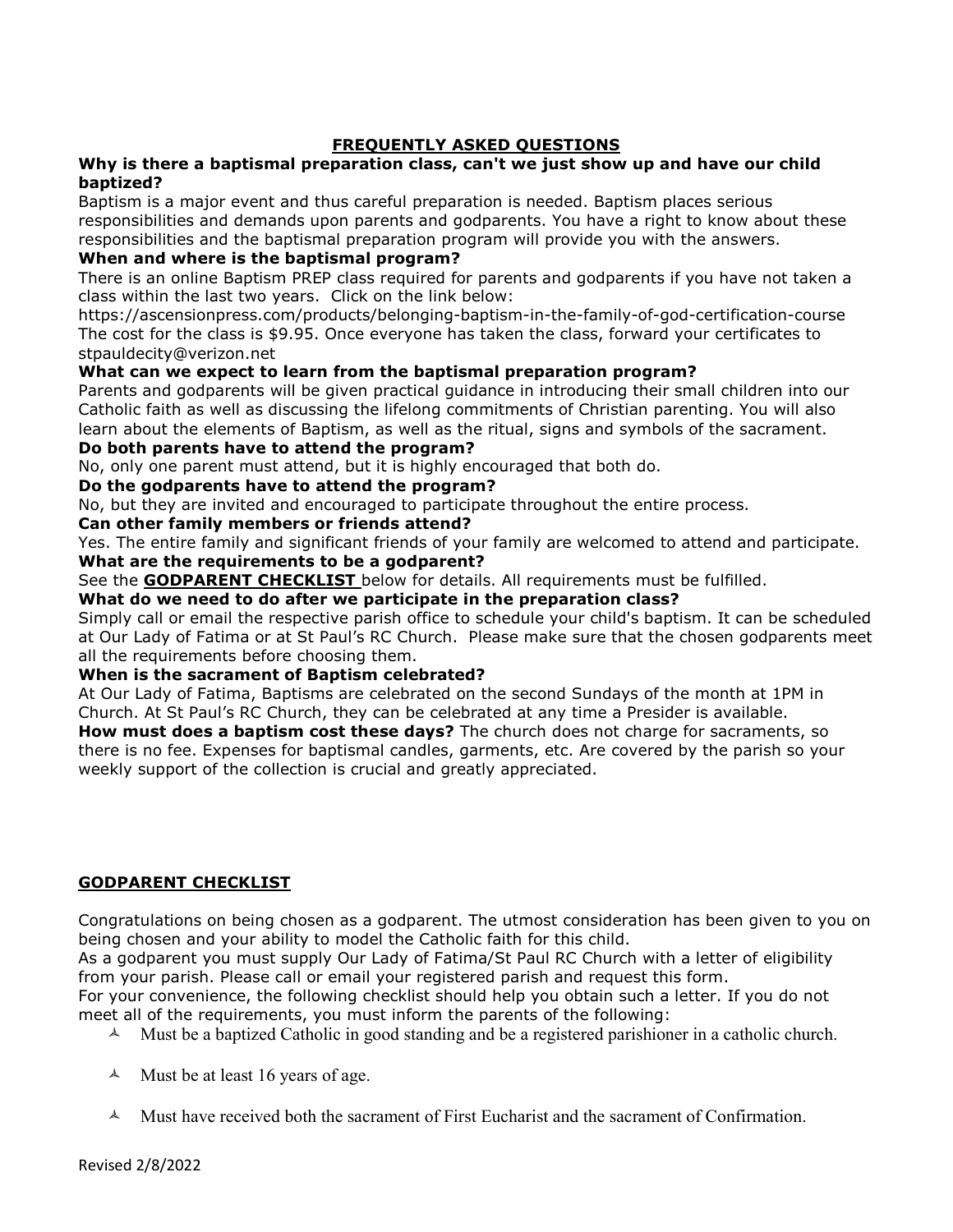## FREQUENTLY ASKED QUESTIONS

**Why is there a baptismal preparation class, can't we just show up and have our child baptized?**

Baptism is a major event and thus careful preparation is needed. Baptism places serious responsibilities and demands upon parents and godparents. You have a right to know about these responsibilities and the baptismal preparation program will provide you with the answers.

**When and where is the baptismal program?**

There is an online Baptism PREP class required for parents and godparents if you have not taken a class within the last two years. Click on the link below:
https://ascensionpress.com/products/belonging-baptism-in-the-family-of-god-certification-course
The cost for the class is $9.95. Once everyone has taken the class, forward your certificates to stpauldecity@verizon.net

**What can we expect to learn from the baptismal preparation program?**

Parents and godparents will be given practical guidance in introducing their small children into our Catholic faith as well as discussing the lifelong commitments of Christian parenting. You will also learn about the elements of Baptism, as well as the ritual, signs and symbols of the sacrament.

**Do both parents have to attend the program?**

No, only one parent must attend, but it is highly encouraged that both do.

**Do the godparents have to attend the program?**

No, but they are invited and encouraged to participate throughout the entire process.

**Can other family members or friends attend?**

Yes. The entire family and significant friends of your family are welcomed to attend and participate.

**What are the requirements to be a godparent?**

See the **GODPARENT CHECKLIST** below for details. All requirements must be fulfilled.

**What do we need to do after we participate in the preparation class?**

Simply call or email the respective parish office to schedule your child's baptism. It can be scheduled at Our Lady of Fatima or at St Paul's RC Church. Please make sure that the chosen godparents meet all the requirements before choosing them.

**When is the sacrament of Baptism celebrated?**

At Our Lady of Fatima, Baptisms are celebrated on the second Sundays of the month at 1PM in Church. At St Paul's RC Church, they can be celebrated at any time a Presider is available.

**How must does a baptism cost these days?** The church does not charge for sacraments, so there is no fee. Expenses for baptismal candles, garments, etc. Are covered by the parish so your weekly support of the collection is crucial and greatly appreciated.

## GODPARENT CHECKLIST

Congratulations on being chosen as a godparent. The utmost consideration has been given to you on being chosen and your ability to model the Catholic faith for this child.

As a godparent you must supply Our Lady of Fatima/St Paul RC Church with a letter of eligibility from your parish. Please call or email your registered parish and request this form.

For your convenience, the following checklist should help you obtain such a letter. If you do not meet all of the requirements, you must inform the parents of the following:

- Must be a baptized Catholic in good standing and be a registered parishioner in a catholic church.
- Must be at least 16 years of age.
- Must have received both the sacrament of First Eucharist and the sacrament of Confirmation.

Revised 2/8/2022